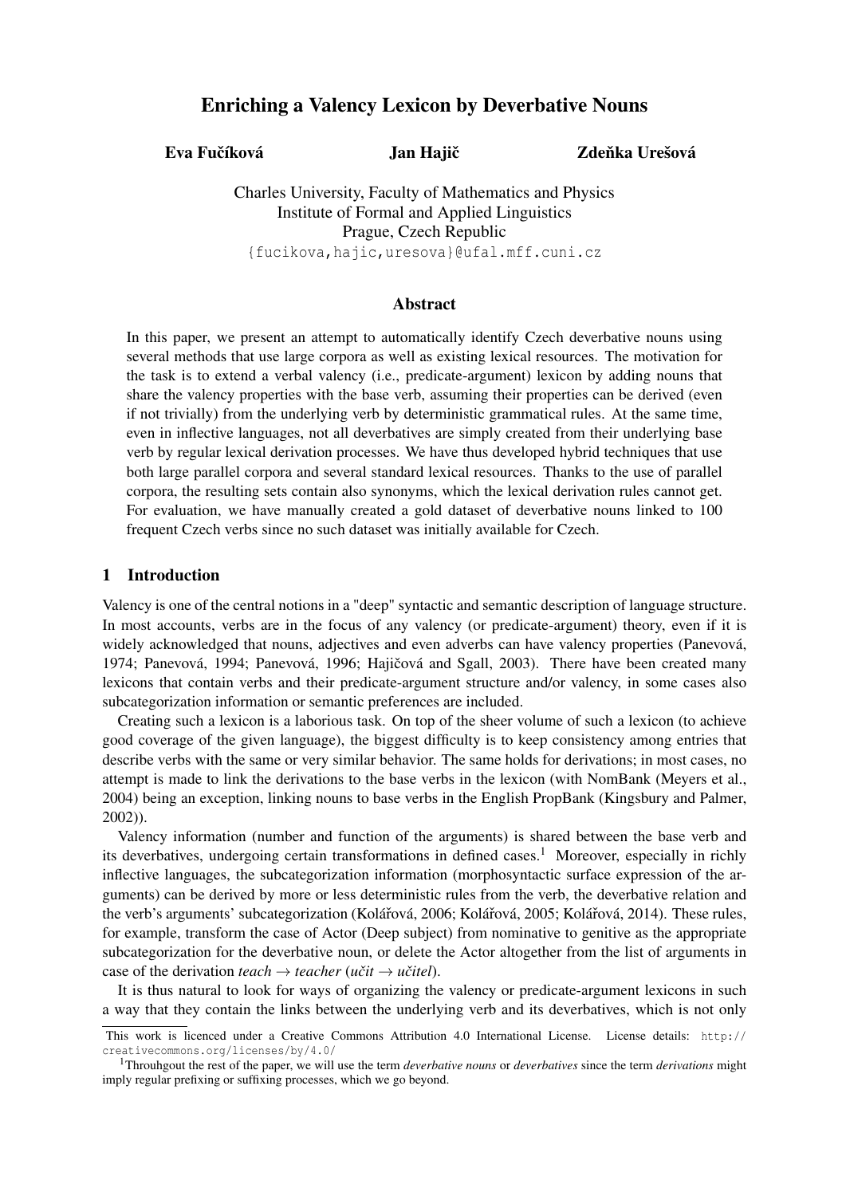# Enriching a Valency Lexicon by Deverbative Nouns

**Eva Fučíková** **Jan Hajič** **Zdeňka Urešová**

Charles University, Faculty of Mathematics and Physics
Institute of Formal and Applied Linguistics
Prague, Czech Republic
{fucikova,hajic,uresova}@ufal.mff.cuni.cz

## Abstract

In this paper, we present an attempt to automatically identify Czech deverbative nouns using several methods that use large corpora as well as existing lexical resources. The motivation for the task is to extend a verbal valency (i.e., predicate-argument) lexicon by adding nouns that share the valency properties with the base verb, assuming their properties can be derived (even if not trivially) from the underlying verb by deterministic grammatical rules. At the same time, even in inflective languages, not all deverbatives are simply created from their underlying base verb by regular lexical derivation processes. We have thus developed hybrid techniques that use both large parallel corpora and several standard lexical resources. Thanks to the use of parallel corpora, the resulting sets contain also synonyms, which the lexical derivation rules cannot get. For evaluation, we have manually created a gold dataset of deverbative nouns linked to 100 frequent Czech verbs since no such dataset was initially available for Czech.

## 1 Introduction

Valency is one of the central notions in a "deep" syntactic and semantic description of language structure. In most accounts, verbs are in the focus of any valency (or predicate-argument) theory, even if it is widely acknowledged that nouns, adjectives and even adverbs can have valency properties (Panevová, 1974; Panevová, 1994; Panevová, 1996; Hajičová and Sgall, 2003). There have been created many lexicons that contain verbs and their predicate-argument structure and/or valency, in some cases also subcategorization information or semantic preferences are included.

Creating such a lexicon is a laborious task. On top of the sheer volume of such a lexicon (to achieve good coverage of the given language), the biggest difficulty is to keep consistency among entries that describe verbs with the same or very similar behavior. The same holds for derivations; in most cases, no attempt is made to link the derivations to the base verbs in the lexicon (with NomBank (Meyers et al., 2004) being an exception, linking nouns to base verbs in the English PropBank (Kingsbury and Palmer, 2002)).

Valency information (number and function of the arguments) is shared between the base verb and its deverbatives, undergoing certain transformations in defined cases.[1] Moreover, especially in richly inflective languages, the subcategorization information (morphosyntactic surface expression of the arguments) can be derived by more or less deterministic rules from the verb, the deverbative relation and the verb's arguments' subcategorization (Kolářová, 2006; Kolářová, 2005; Kolářová, 2014). These rules, for example, transform the case of Actor (Deep subject) from nominative to genitive as the appropriate subcategorization for the deverbative noun, or delete the Actor altogether from the list of arguments in case of the derivation *teach* → *teacher* (*učit* → *učitel*).

It is thus natural to look for ways of organizing the valency or predicate-argument lexicons in such a way that they contain the links between the underlying verb and its deverbatives, which is not only

This work is licenced under a Creative Commons Attribution 4.0 International License. License details: http://creativecommons.org/licenses/by/4.0/

[1] Throuhgout the rest of the paper, we will use the term *deverbative nouns* or *deverbatives* since the term *derivations* might imply regular prefixing or suffixing processes, which we go beyond.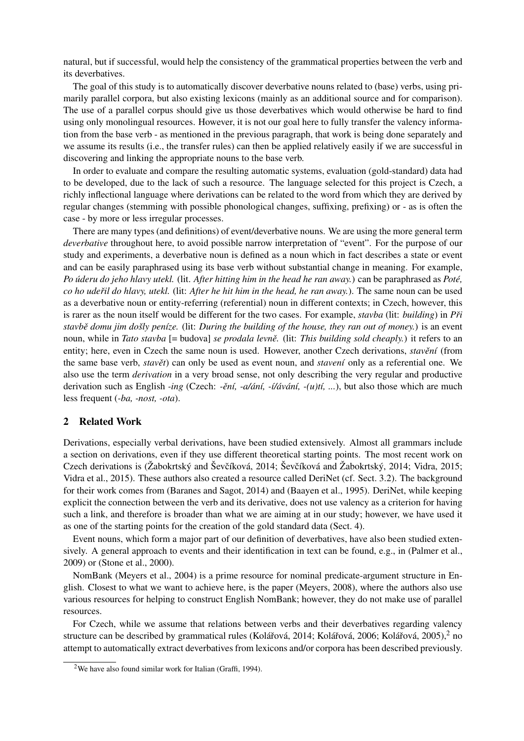natural, but if successful, would help the consistency of the grammatical properties between the verb and its deverbatives.

The goal of this study is to automatically discover deverbative nouns related to (base) verbs, using primarily parallel corpora, but also existing lexicons (mainly as an additional source and for comparison). The use of a parallel corpus should give us those deverbatives which would otherwise be hard to find using only monolingual resources. However, it is not our goal here to fully transfer the valency information from the base verb - as mentioned in the previous paragraph, that work is being done separately and we assume its results (i.e., the transfer rules) can then be applied relatively easily if we are successful in discovering and linking the appropriate nouns to the base verb.

In order to evaluate and compare the resulting automatic systems, evaluation (gold-standard) data had to be developed, due to the lack of such a resource. The language selected for this project is Czech, a richly inflectional language where derivations can be related to the word from which they are derived by regular changes (stemming with possible phonological changes, suffixing, prefixing) or - as is often the case - by more or less irregular processes.

There are many types (and definitions) of event/deverbative nouns. We are using the more general term *deverbative* throughout here, to avoid possible narrow interpretation of "event". For the purpose of our study and experiments, a deverbative noun is defined as a noun which in fact describes a state or event and can be easily paraphrased using its base verb without substantial change in meaning. For example, *Po úderu do jeho hlavy utekl.* (lit. *After hitting him in the head he ran away.*) can be paraphrased as *Poté, co ho udeřil do hlavy, utekl.* (lit: *After he hit him in the head, he ran away.*). The same noun can be used as a deverbative noun or entity-referring (referential) noun in different contexts; in Czech, however, this is rarer as the noun itself would be different for the two cases. For example, *stavba* (lit: *building*) in *Při stavbě domu jim došly peníze.* (lit: *During the building of the house, they ran out of money.*) is an event noun, while in *Tato stavba* [= budova] *se prodala levně.* (lit: *This building sold cheaply.*) it refers to an entity; here, even in Czech the same noun is used. However, another Czech derivations, *stavění* (from the same base verb, *stavět*) can only be used as event noun, and *stavení* only as a referential one. We also use the term *derivation* in a very broad sense, not only describing the very regular and productive derivation such as English *-ing* (Czech: *-ění, -a/ání, -í/ávání, -(u)tí, ...*), but also those which are much less frequent (*-ba, -nost, -ota*).

## 2 Related Work

Derivations, especially verbal derivations, have been studied extensively. Almost all grammars include a section on derivations, even if they use different theoretical starting points. The most recent work on Czech derivations is (Žabokrtský and Ševčíková, 2014; Ševčíková and Žabokrtský, 2014; Vidra, 2015; Vidra et al., 2015). These authors also created a resource called DeriNet (cf. Sect. 3.2). The background for their work comes from (Baranes and Sagot, 2014) and (Baayen et al., 1995). DeriNet, while keeping explicit the connection between the verb and its derivative, does not use valency as a criterion for having such a link, and therefore is broader than what we are aiming at in our study; however, we have used it as one of the starting points for the creation of the gold standard data (Sect. 4).

Event nouns, which form a major part of our definition of deverbatives, have also been studied extensively. A general approach to events and their identification in text can be found, e.g., in (Palmer et al., 2009) or (Stone et al., 2000).

NomBank (Meyers et al., 2004) is a prime resource for nominal predicate-argument structure in English. Closest to what we want to achieve here, is the paper (Meyers, 2008), where the authors also use various resources for helping to construct English NomBank; however, they do not make use of parallel resources.

For Czech, while we assume that relations between verbs and their deverbatives regarding valency structure can be described by grammatical rules (Kolářová, 2014; Kolářová, 2006; Kolářová, 2005),[2] no attempt to automatically extract deverbatives from lexicons and/or corpora has been described previously.

[2] We have also found similar work for Italian (Graffi, 1994).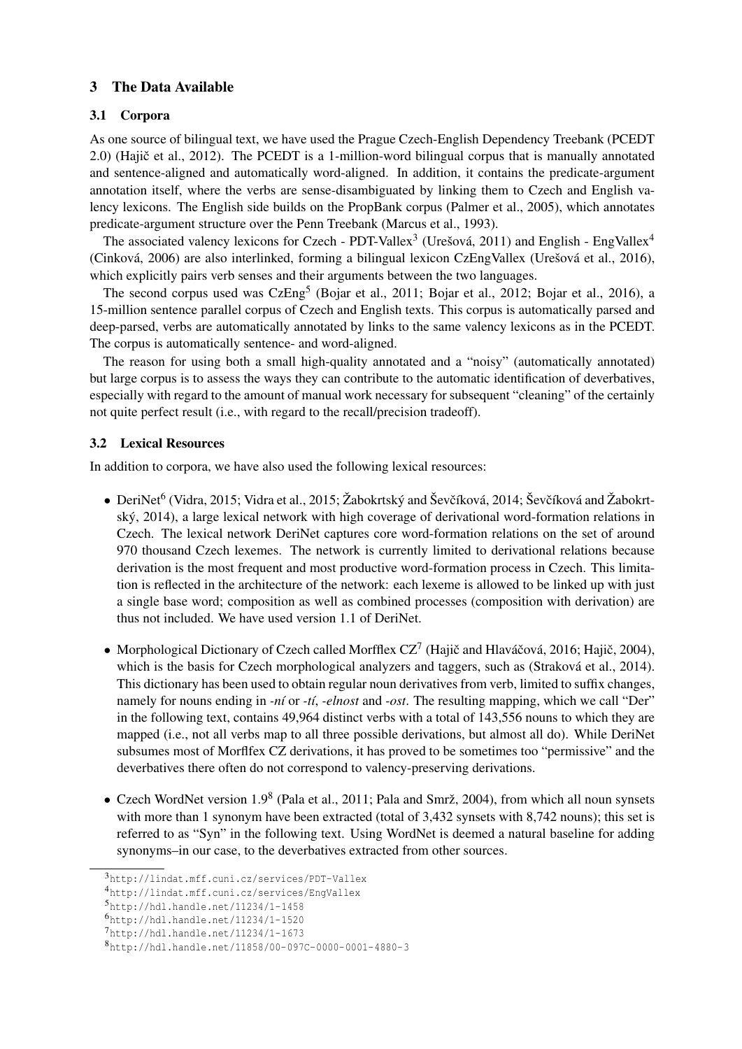## 3 The Data Available

### 3.1 Corpora

As one source of bilingual text, we have used the Prague Czech-English Dependency Treebank (PCEDT 2.0) (Hajič et al., 2012). The PCEDT is a 1-million-word bilingual corpus that is manually annotated and sentence-aligned and automatically word-aligned. In addition, it contains the predicate-argument annotation itself, where the verbs are sense-disambiguated by linking them to Czech and English valency lexicons. The English side builds on the PropBank corpus (Palmer et al., 2005), which annotates predicate-argument structure over the Penn Treebank (Marcus et al., 1993).

The associated valency lexicons for Czech - PDT-Vallex[3] (Urešová, 2011) and English - EngVallex[4] (Cinková, 2006) are also interlinked, forming a bilingual lexicon CzEngVallex (Urešová et al., 2016), which explicitly pairs verb senses and their arguments between the two languages.

The second corpus used was CzEng[5] (Bojar et al., 2011; Bojar et al., 2012; Bojar et al., 2016), a 15-million sentence parallel corpus of Czech and English texts. This corpus is automatically parsed and deep-parsed, verbs are automatically annotated by links to the same valency lexicons as in the PCEDT. The corpus is automatically sentence- and word-aligned.

The reason for using both a small high-quality annotated and a "noisy" (automatically annotated) but large corpus is to assess the ways they can contribute to the automatic identification of deverbatives, especially with regard to the amount of manual work necessary for subsequent "cleaning" of the certainly not quite perfect result (i.e., with regard to the recall/precision tradeoff).

### 3.2 Lexical Resources

In addition to corpora, we have also used the following lexical resources:

- DeriNet[6] (Vidra, 2015; Vidra et al., 2015; Žabokrtský and Ševčíková, 2014; Ševčíková and Žabokrtský, 2014), a large lexical network with high coverage of derivational word-formation relations in Czech. The lexical network DeriNet captures core word-formation relations on the set of around 970 thousand Czech lexemes. The network is currently limited to derivational relations because derivation is the most frequent and most productive word-formation process in Czech. This limitation is reflected in the architecture of the network: each lexeme is allowed to be linked up with just a single base word; composition as well as combined processes (composition with derivation) are thus not included. We have used version 1.1 of DeriNet.

- Morphological Dictionary of Czech called Morfflex CZ[7] (Hajič and Hlaváčová, 2016; Hajič, 2004), which is the basis for Czech morphological analyzers and taggers, such as (Straková et al., 2014). This dictionary has been used to obtain regular noun derivatives from verb, limited to suffix changes, namely for nouns ending in *-ní* or *-tí*, *-elnost* and *-ost*. The resulting mapping, which we call "Der" in the following text, contains 49,964 distinct verbs with a total of 143,556 nouns to which they are mapped (i.e., not all verbs map to all three possible derivations, but almost all do). While DeriNet subsumes most of Morflfex CZ derivations, it has proved to be sometimes too "permissive" and the deverbatives there often do not correspond to valency-preserving derivations.

- Czech WordNet version 1.9[8] (Pala et al., 2011; Pala and Smrž, 2004), from which all noun synsets with more than 1 synonym have been extracted (total of 3,432 synsets with 8,742 nouns); this set is referred to as "Syn" in the following text. Using WordNet is deemed a natural baseline for adding synonyms–in our case, to the deverbatives extracted from other sources.

---

[3] http://lindat.mff.cuni.cz/services/PDT-Vallex
[4] http://lindat.mff.cuni.cz/services/EngVallex
[5] http://hdl.handle.net/11234/1-1458
[6] http://hdl.handle.net/11234/1-1520
[7] http://hdl.handle.net/11234/1-1673
[8] http://hdl.handle.net/11858/00-097C-0000-0001-4880-3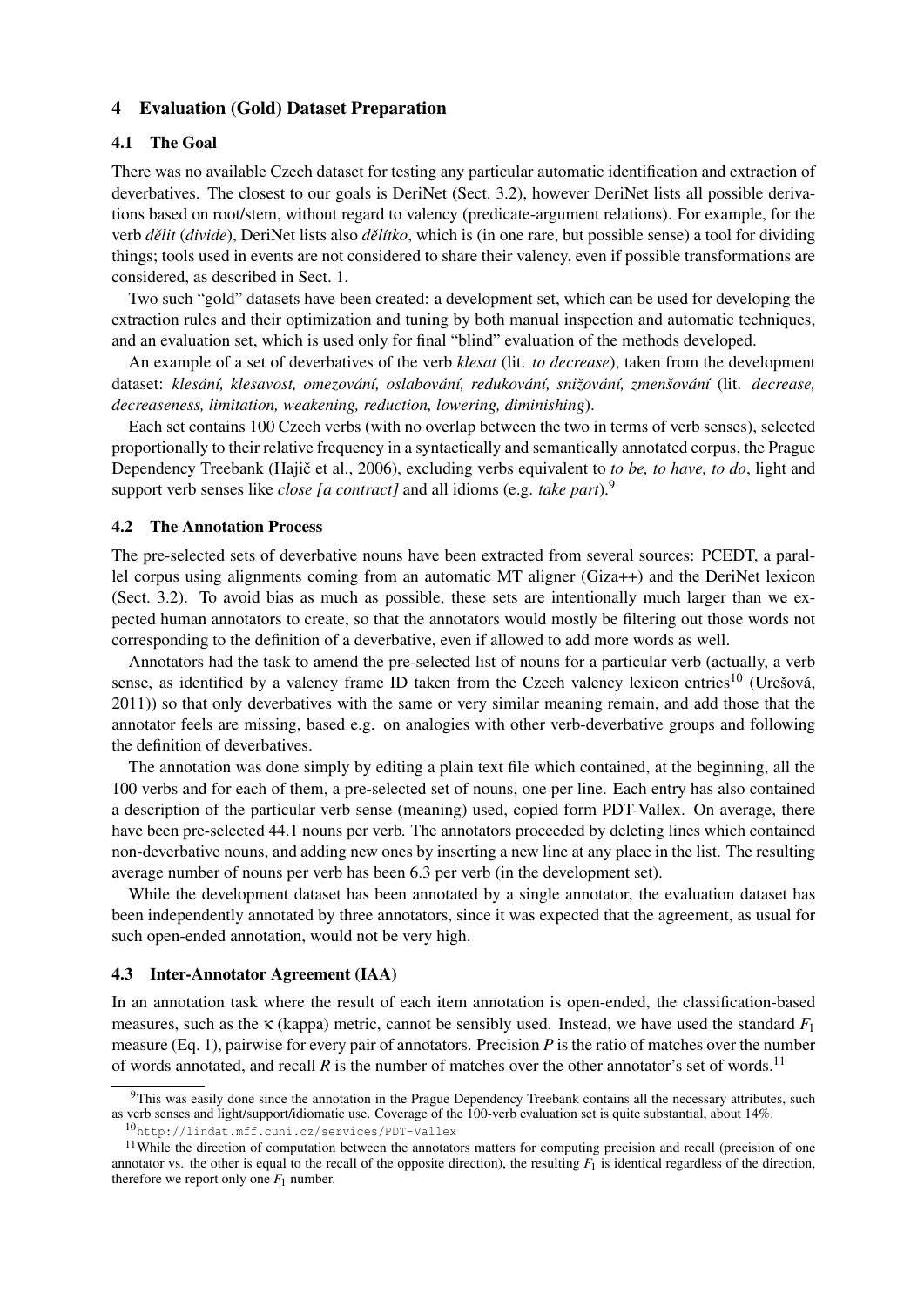## 4 Evaluation (Gold) Dataset Preparation

### 4.1 The Goal

There was no available Czech dataset for testing any particular automatic identification and extraction of deverbatives. The closest to our goals is DeriNet (Sect. 3.2), however DeriNet lists all possible derivations based on root/stem, without regard to valency (predicate-argument relations). For example, for the verb *dělit* (*divide*), DeriNet lists also *dělítko*, which is (in one rare, but possible sense) a tool for dividing things; tools used in events are not considered to share their valency, even if possible transformations are considered, as described in Sect. 1.

Two such "gold" datasets have been created: a development set, which can be used for developing the extraction rules and their optimization and tuning by both manual inspection and automatic techniques, and an evaluation set, which is used only for final "blind" evaluation of the methods developed.

An example of a set of deverbatives of the verb *klesat* (lit. *to decrease*), taken from the development dataset: *klesání, klesavost, omezování, oslabování, redukování, snižování, zmenšování* (lit. *decrease, decreaseness, limitation, weakening, reduction, lowering, diminishing*).

Each set contains 100 Czech verbs (with no overlap between the two in terms of verb senses), selected proportionally to their relative frequency in a syntactically and semantically annotated corpus, the Prague Dependency Treebank (Hajič et al., 2006), excluding verbs equivalent to *to be, to have, to do*, light and support verb senses like *close [a contract]* and all idioms (e.g. *take part*).[9]

### 4.2 The Annotation Process

The pre-selected sets of deverbative nouns have been extracted from several sources: PCEDT, a parallel corpus using alignments coming from an automatic MT aligner (Giza++) and the DeriNet lexicon (Sect. 3.2). To avoid bias as much as possible, these sets are intentionally much larger than we expected human annotators to create, so that the annotators would mostly be filtering out those words not corresponding to the definition of a deverbative, even if allowed to add more words as well.

Annotators had the task to amend the pre-selected list of nouns for a particular verb (actually, a verb sense, as identified by a valency frame ID taken from the Czech valency lexicon entries[10] (Urešová, 2011)) so that only deverbatives with the same or very similar meaning remain, and add those that the annotator feels are missing, based e.g. on analogies with other verb-deverbative groups and following the definition of deverbatives.

The annotation was done simply by editing a plain text file which contained, at the beginning, all the 100 verbs and for each of them, a pre-selected set of nouns, one per line. Each entry has also contained a description of the particular verb sense (meaning) used, copied form PDT-Vallex. On average, there have been pre-selected 44.1 nouns per verb. The annotators proceeded by deleting lines which contained non-deverbative nouns, and adding new ones by inserting a new line at any place in the list. The resulting average number of nouns per verb has been 6.3 per verb (in the development set).

While the development dataset has been annotated by a single annotator, the evaluation dataset has been independently annotated by three annotators, since it was expected that the agreement, as usual for such open-ended annotation, would not be very high.

### 4.3 Inter-Annotator Agreement (IAA)

In an annotation task where the result of each item annotation is open-ended, the classification-based measures, such as the $\kappa$ (kappa) metric, cannot be sensibly used. Instead, we have used the standard $F_1$ measure (Eq. 1), pairwise for every pair of annotators. Precision $P$ is the ratio of matches over the number of words annotated, and recall $R$ is the number of matches over the other annotator's set of words.[11]

---

[9] This was easily done since the annotation in the Prague Dependency Treebank contains all the necessary attributes, such as verb senses and light/support/idiomatic use. Coverage of the 100-verb evaluation set is quite substantial, about 14%.

[10] http://lindat.mff.cuni.cz/services/PDT-Vallex

[11] While the direction of computation between the annotators matters for computing precision and recall (precision of one annotator vs. the other is equal to the recall of the opposite direction), the resulting $F_1$ is identical regardless of the direction, therefore we report only one $F_1$ number.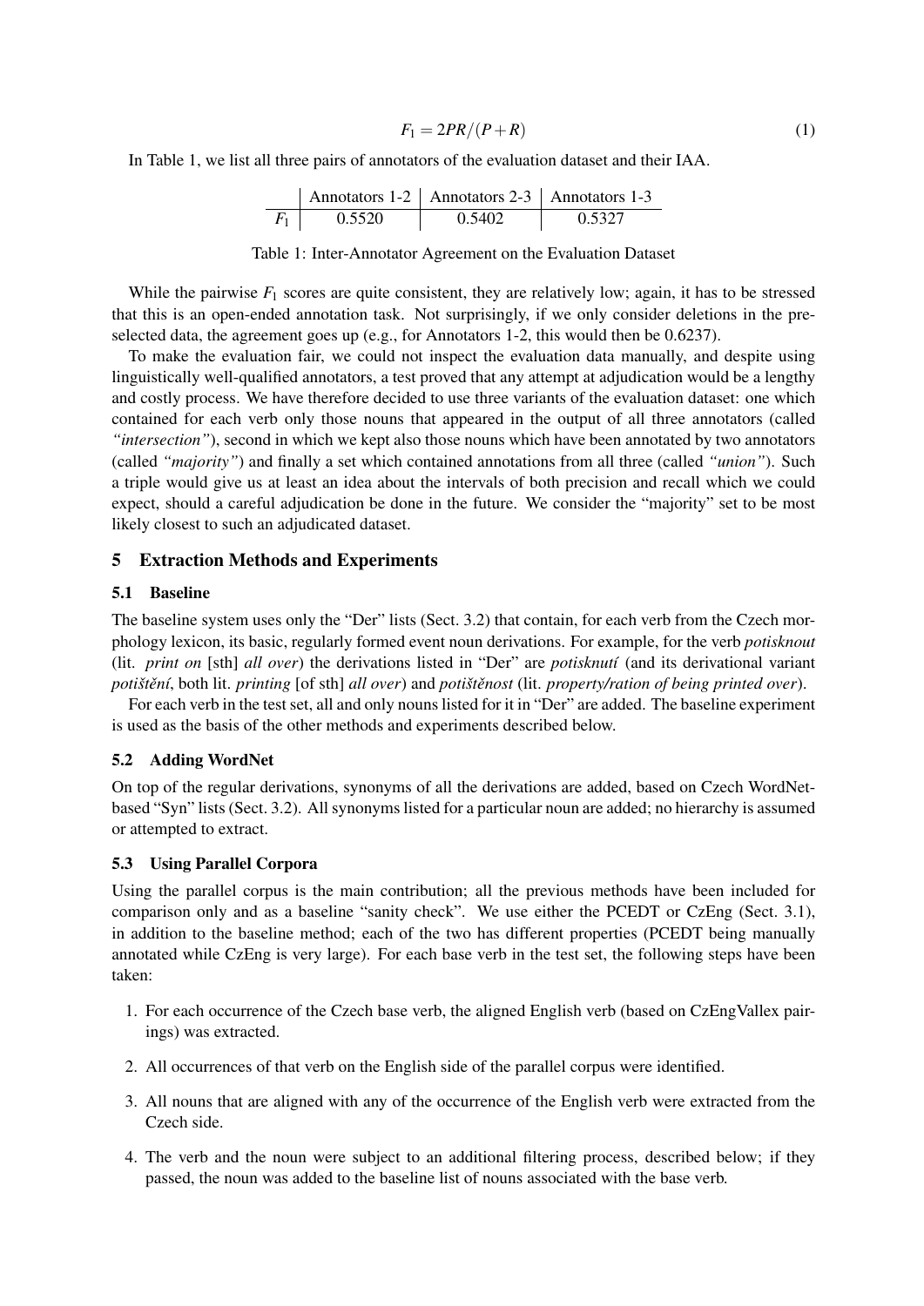$$F_1 = 2PR/(P+R) \tag{1}$$

In Table 1, we list all three pairs of annotators of the evaluation dataset and their IAA.

| | Annotators 1-2 | Annotators 2-3 | Annotators 1-3 |
|---|---|---|---|
| $F_1$ | 0.5520 | 0.5402 | 0.5327 |

Table 1: Inter-Annotator Agreement on the Evaluation Dataset

While the pairwise $F_1$ scores are quite consistent, they are relatively low; again, it has to be stressed that this is an open-ended annotation task. Not surprisingly, if we only consider deletions in the pre-selected data, the agreement goes up (e.g., for Annotators 1-2, this would then be 0.6237).

To make the evaluation fair, we could not inspect the evaluation data manually, and despite using linguistically well-qualified annotators, a test proved that any attempt at adjudication would be a lengthy and costly process. We have therefore decided to use three variants of the evaluation dataset: one which contained for each verb only those nouns that appeared in the output of all three annotators (called *"intersection"*), second in which we kept also those nouns which have been annotated by two annotators (called *"majority"*) and finally a set which contained annotations from all three (called *"union"*). Such a triple would give us at least an idea about the intervals of both precision and recall which we could expect, should a careful adjudication be done in the future. We consider the "majority" set to be most likely closest to such an adjudicated dataset.

## 5 Extraction Methods and Experiments

### 5.1 Baseline

The baseline system uses only the "Der" lists (Sect. 3.2) that contain, for each verb from the Czech morphology lexicon, its basic, regularly formed event noun derivations. For example, for the verb *potisknout* (lit. *print on* [sth] *all over*) the derivations listed in "Der" are *potisknutí* (and its derivational variant *potištění*, both lit. *printing* [of sth] *all over*) and *potištěnost* (lit. *property/ration of being printed over*).

For each verb in the test set, all and only nouns listed for it in "Der" are added. The baseline experiment is used as the basis of the other methods and experiments described below.

### 5.2 Adding WordNet

On top of the regular derivations, synonyms of all the derivations are added, based on Czech WordNet-based "Syn" lists (Sect. 3.2). All synonyms listed for a particular noun are added; no hierarchy is assumed or attempted to extract.

### 5.3 Using Parallel Corpora

Using the parallel corpus is the main contribution; all the previous methods have been included for comparison only and as a baseline "sanity check". We use either the PCEDT or CzEng (Sect. 3.1), in addition to the baseline method; each of the two has different properties (PCEDT being manually annotated while CzEng is very large). For each base verb in the test set, the following steps have been taken:

1. For each occurrence of the Czech base verb, the aligned English verb (based on CzEngVallex pairings) was extracted.
2. All occurrences of that verb on the English side of the parallel corpus were identified.
3. All nouns that are aligned with any of the occurrence of the English verb were extracted from the Czech side.
4. The verb and the noun were subject to an additional filtering process, described below; if they passed, the noun was added to the baseline list of nouns associated with the base verb.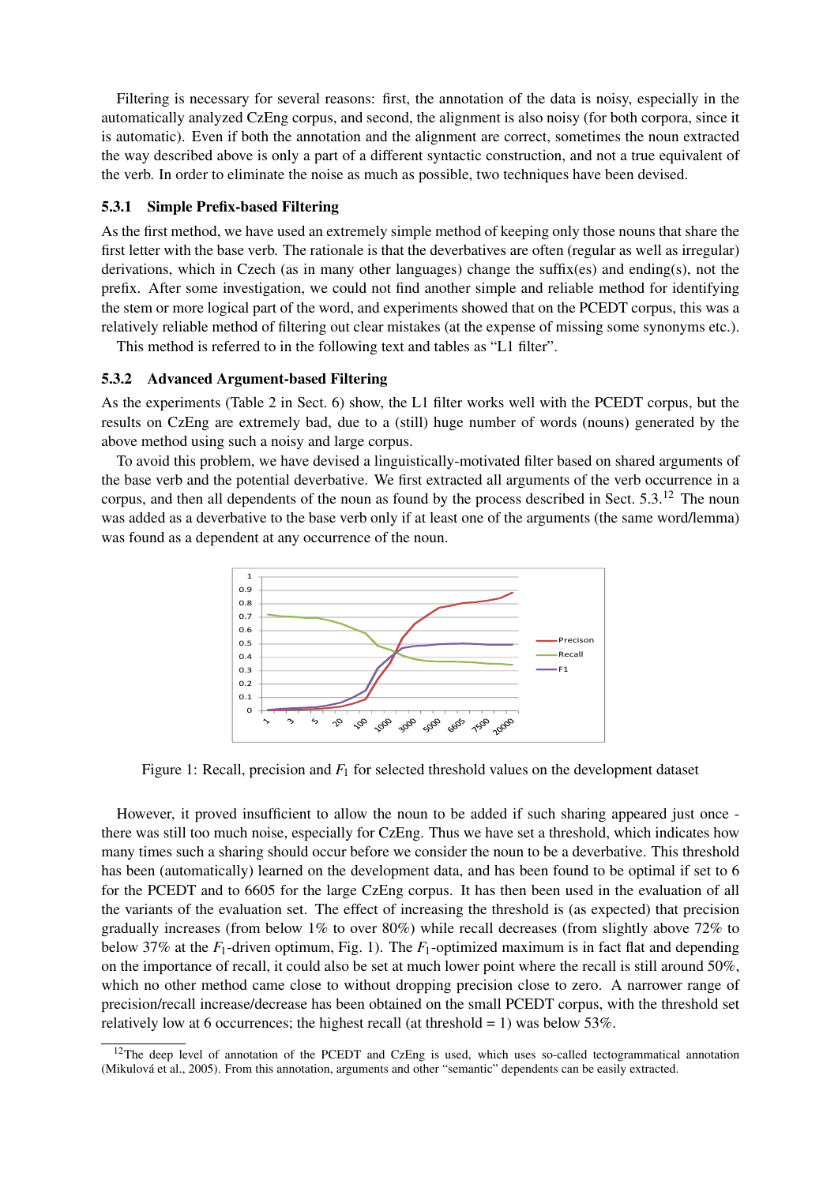Filtering is necessary for several reasons: first, the annotation of the data is noisy, especially in the automatically analyzed CzEng corpus, and second, the alignment is also noisy (for both corpora, since it is automatic). Even if both the annotation and the alignment are correct, sometimes the noun extracted the way described above is only a part of a different syntactic construction, and not a true equivalent of the verb. In order to eliminate the noise as much as possible, two techniques have been devised.

### 5.3.1 Simple Prefix-based Filtering

As the first method, we have used an extremely simple method of keeping only those nouns that share the first letter with the base verb. The rationale is that the deverbatives are often (regular as well as irregular) derivations, which in Czech (as in many other languages) change the suffix(es) and ending(s), not the prefix. After some investigation, we could not find another simple and reliable method for identifying the stem or more logical part of the word, and experiments showed that on the PCEDT corpus, this was a relatively reliable method of filtering out clear mistakes (at the expense of missing some synonyms etc.).

This method is referred to in the following text and tables as "L1 filter".

### 5.3.2 Advanced Argument-based Filtering

As the experiments (Table 2 in Sect. 6) show, the L1 filter works well with the PCEDT corpus, but the results on CzEng are extremely bad, due to a (still) huge number of words (nouns) generated by the above method using such a noisy and large corpus.

To avoid this problem, we have devised a linguistically-motivated filter based on shared arguments of the base verb and the potential deverbative. We first extracted all arguments of the verb occurrence in a corpus, and then all dependents of the noun as found by the process described in Sect. 5.3.[12] The noun was added as a deverbative to the base verb only if at least one of the arguments (the same word/lemma) was found as a dependent at any occurrence of the noun.

Figure 1: Recall, precision and $F_1$ for selected threshold values on the development dataset

However, it proved insufficient to allow the noun to be added if such sharing appeared just once - there was still too much noise, especially for CzEng. Thus we have set a threshold, which indicates how many times such a sharing should occur before we consider the noun to be a deverbative. This threshold has been (automatically) learned on the development data, and has been found to be optimal if set to 6 for the PCEDT and to 6605 for the large CzEng corpus. It has then been used in the evaluation of all the variants of the evaluation set. The effect of increasing the threshold is (as expected) that precision gradually increases (from below 1% to over 80%) while recall decreases (from slightly above 72% to below 37% at the $F_1$-driven optimum, Fig. 1). The $F_1$-optimized maximum is in fact flat and depending on the importance of recall, it could also be set at much lower point where the recall is still around 50%, which no other method came close to without dropping precision close to zero. A narrower range of precision/recall increase/decrease has been obtained on the small PCEDT corpus, with the threshold set relatively low at 6 occurrences; the highest recall (at threshold = 1) was below 53%.

[12] The deep level of annotation of the PCEDT and CzEng is used, which uses so-called tectogrammatical annotation (Mikulová et al., 2005). From this annotation, arguments and other "semantic" dependents can be easily extracted.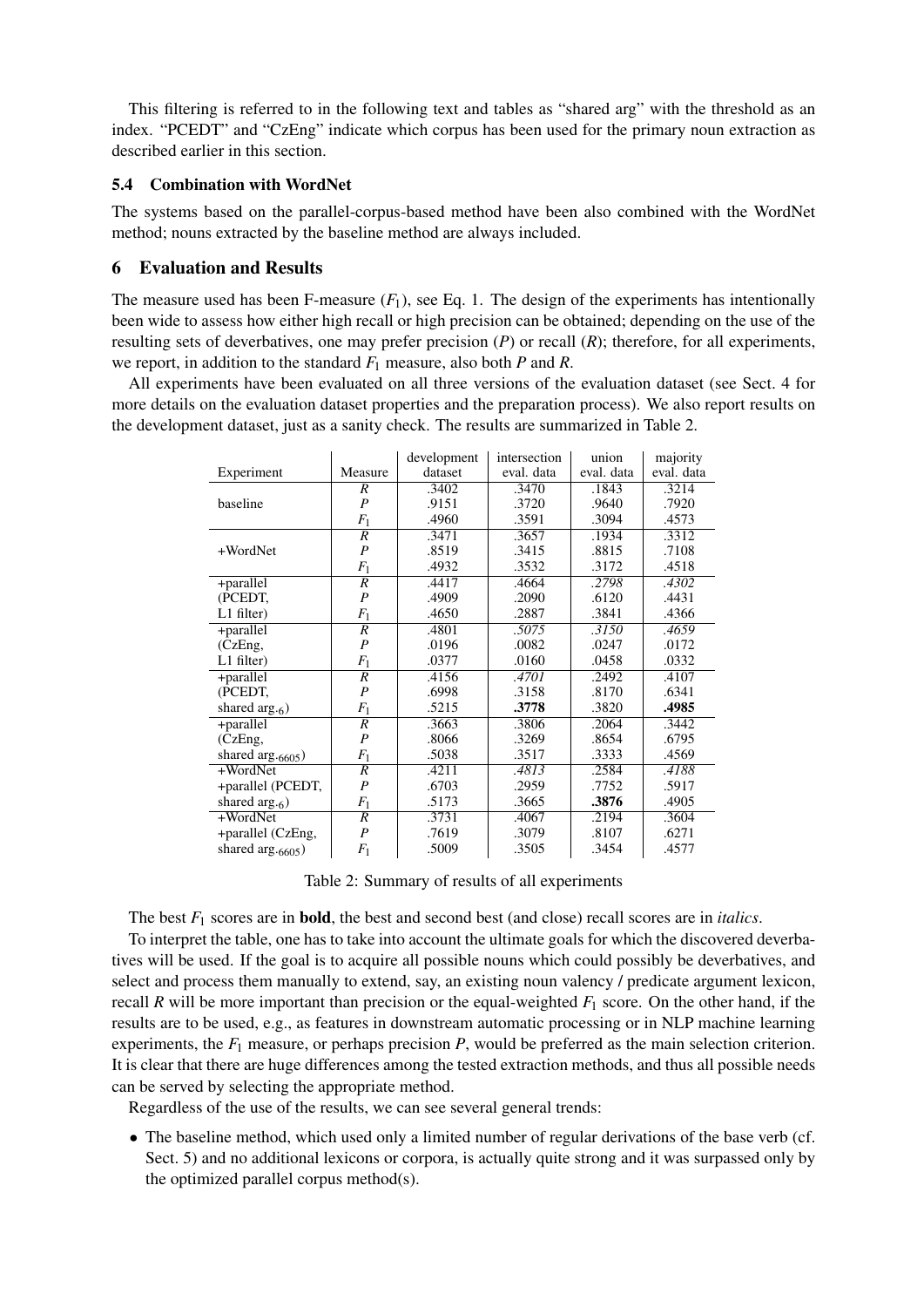This filtering is referred to in the following text and tables as "shared arg" with the threshold as an index. "PCEDT" and "CzEng" indicate which corpus has been used for the primary noun extraction as described earlier in this section.

### 5.4 Combination with WordNet

The systems based on the parallel-corpus-based method have been also combined with the WordNet method; nouns extracted by the baseline method are always included.

## 6 Evaluation and Results

The measure used has been F-measure ($F_1$), see Eq. 1. The design of the experiments has intentionally been wide to assess how either high recall or high precision can be obtained; depending on the use of the resulting sets of deverbatives, one may prefer precision ($P$) or recall ($R$); therefore, for all experiments, we report, in addition to the standard $F_1$ measure, also both $P$ and $R$.

All experiments have been evaluated on all three versions of the evaluation dataset (see Sect. 4 for more details on the evaluation dataset properties and the preparation process). We also report results on the development dataset, just as a sanity check. The results are summarized in Table 2.

| Experiment | Measure | development dataset | intersection eval. data | union eval. data | majority eval. data |
|---|---|---|---|---|---|
| baseline | $R$ | .3402 | .3470 | .1843 | .3214 |
| | $P$ | .9151 | .3720 | .9640 | .7920 |
| | $F_1$ | .4960 | .3591 | .3094 | .4573 |
| +WordNet | $R$ | .3471 | .3657 | .1934 | .3312 |
| | $P$ | .8519 | .3415 | .8815 | .7108 |
| | $F_1$ | .4932 | .3532 | .3172 | .4518 |
| +parallel (PCEDT, L1 filter) | $R$ | .4417 | .4664 | *.2798* | *.4302* |
| | $P$ | .4909 | .2090 | .6120 | .4431 |
| | $F_1$ | .4650 | .2887 | .3841 | .4366 |
| +parallel (CzEng, L1 filter) | $R$ | .4801 | *.5075* | *.3150* | *.4659* |
| | $P$ | .0196 | .0082 | .0247 | .0172 |
| | $F_1$ | .0377 | .0160 | .0458 | .0332 |
| +parallel (PCEDT, shared arg.$_{6}$) | $R$ | .4156 | *.4701* | .2492 | .4107 |
| | $P$ | .6998 | .3158 | .8170 | .6341 |
| | $F_1$ | .5215 | **.3778** | .3820 | **.4985** |
| +parallel (CzEng, shared arg.$_{6605}$) | $R$ | .3663 | .3806 | .2064 | .3442 |
| | $P$ | .8066 | .3269 | .8654 | .6795 |
| | $F_1$ | .5038 | .3517 | .3333 | .4569 |
| +WordNet +parallel (PCEDT, shared arg.$_{6}$) | $R$ | .4211 | *.4813* | .2584 | *.4188* |
| | $P$ | .6703 | .2959 | .7752 | .5917 |
| | $F_1$ | .5173 | .3665 | **.3876** | .4905 |
| +WordNet +parallel (CzEng, shared arg.$_{6605}$) | $R$ | .3731 | .4067 | .2194 | .3604 |
| | $P$ | .7619 | .3079 | .8107 | .6271 |
| | $F_1$ | .5009 | .3505 | .3454 | .4577 |

Table 2: Summary of results of all experiments

The best $F_1$ scores are in **bold**, the best and second best (and close) recall scores are in *italics*.

To interpret the table, one has to take into account the ultimate goals for which the discovered deverbatives will be used. If the goal is to acquire all possible nouns which could possibly be deverbatives, and select and process them manually to extend, say, an existing noun valency / predicate argument lexicon, recall $R$ will be more important than precision or the equal-weighted $F_1$ score. On the other hand, if the results are to be used, e.g., as features in downstream automatic processing or in NLP machine learning experiments, the $F_1$ measure, or perhaps precision $P$, would be preferred as the main selection criterion. It is clear that there are huge differences among the tested extraction methods, and thus all possible needs can be served by selecting the appropriate method.

Regardless of the use of the results, we can see several general trends:

- The baseline method, which used only a limited number of regular derivations of the base verb (cf. Sect. 5) and no additional lexicons or corpora, is actually quite strong and it was surpassed only by the optimized parallel corpus method(s).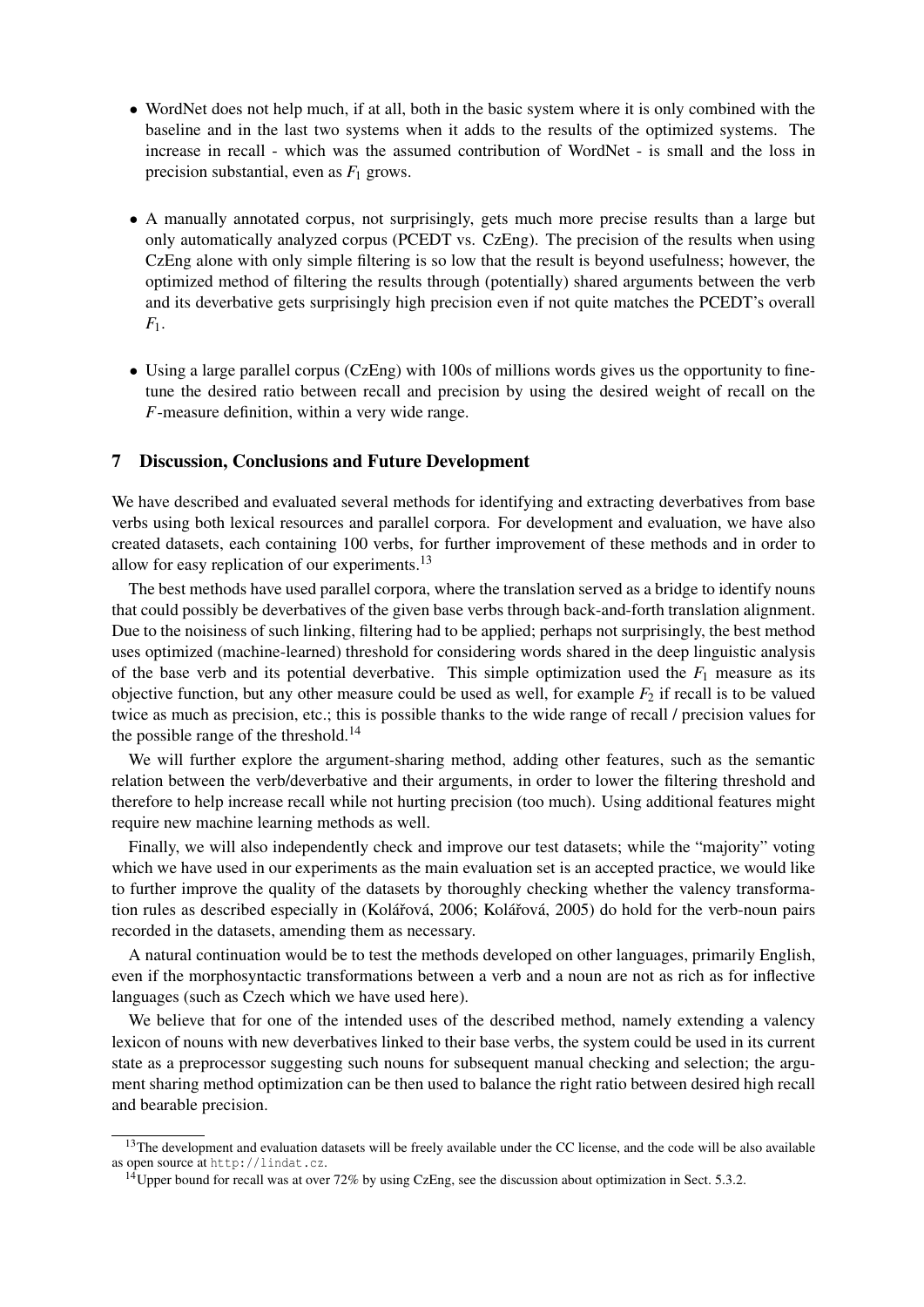- WordNet does not help much, if at all, both in the basic system where it is only combined with the baseline and in the last two systems when it adds to the results of the optimized systems. The increase in recall - which was the assumed contribution of WordNet - is small and the loss in precision substantial, even as $F_1$ grows.

- A manually annotated corpus, not surprisingly, gets much more precise results than a large but only automatically analyzed corpus (PCEDT vs. CzEng). The precision of the results when using CzEng alone with only simple filtering is so low that the result is beyond usefulness; however, the optimized method of filtering the results through (potentially) shared arguments between the verb and its deverbative gets surprisingly high precision even if not quite matches the PCEDT's overall $F_1$.

- Using a large parallel corpus (CzEng) with 100s of millions words gives us the opportunity to fine-tune the desired ratio between recall and precision by using the desired weight of recall on the $F$-measure definition, within a very wide range.

## 7 Discussion, Conclusions and Future Development

We have described and evaluated several methods for identifying and extracting deverbatives from base verbs using both lexical resources and parallel corpora. For development and evaluation, we have also created datasets, each containing 100 verbs, for further improvement of these methods and in order to allow for easy replication of our experiments.[13]

The best methods have used parallel corpora, where the translation served as a bridge to identify nouns that could possibly be deverbatives of the given base verbs through back-and-forth translation alignment. Due to the noisiness of such linking, filtering had to be applied; perhaps not surprisingly, the best method uses optimized (machine-learned) threshold for considering words shared in the deep linguistic analysis of the base verb and its potential deverbative. This simple optimization used the $F_1$ measure as its objective function, but any other measure could be used as well, for example $F_2$ if recall is to be valued twice as much as precision, etc.; this is possible thanks to the wide range of recall / precision values for the possible range of the threshold.[14]

We will further explore the argument-sharing method, adding other features, such as the semantic relation between the verb/deverbative and their arguments, in order to lower the filtering threshold and therefore to help increase recall while not hurting precision (too much). Using additional features might require new machine learning methods as well.

Finally, we will also independently check and improve our test datasets; while the "majority" voting which we have used in our experiments as the main evaluation set is an accepted practice, we would like to further improve the quality of the datasets by thoroughly checking whether the valency transformation rules as described especially in (Kolářová, 2006; Kolářová, 2005) do hold for the verb-noun pairs recorded in the datasets, amending them as necessary.

A natural continuation would be to test the methods developed on other languages, primarily English, even if the morphosyntactic transformations between a verb and a noun are not as rich as for inflective languages (such as Czech which we have used here).

We believe that for one of the intended uses of the described method, namely extending a valency lexicon of nouns with new deverbatives linked to their base verbs, the system could be used in its current state as a preprocessor suggesting such nouns for subsequent manual checking and selection; the argument sharing method optimization can be then used to balance the right ratio between desired high recall and bearable precision.

[13] The development and evaluation datasets will be freely available under the CC license, and the code will be also available as open source at http://lindat.cz.

[14] Upper bound for recall was at over 72% by using CzEng, see the discussion about optimization in Sect. 5.3.2.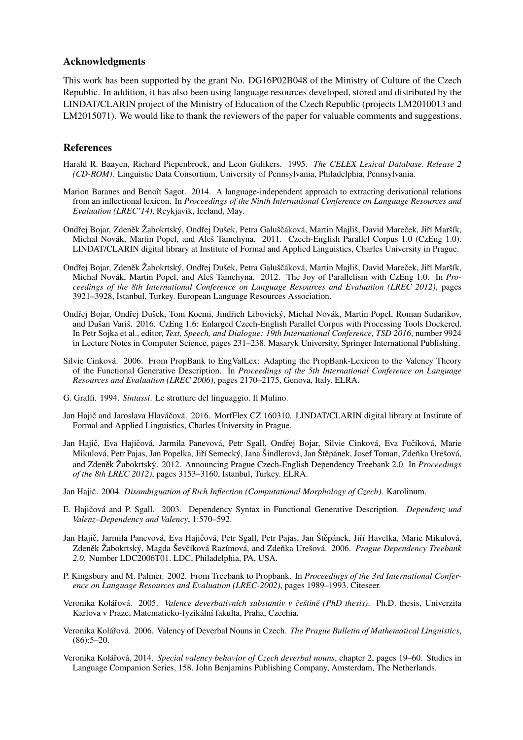## Acknowledgments

This work has been supported by the grant No. DG16P02B048 of the Ministry of Culture of the Czech Republic. In addition, it has also been using language resources developed, stored and distributed by the LINDAT/CLARIN project of the Ministry of Education of the Czech Republic (projects LM2010013 and LM2015071). We would like to thank the reviewers of the paper for valuable comments and suggestions.

## References

Harald R. Baayen, Richard Piepenbrock, and Leon Gulikers. 1995. *The CELEX Lexical Database. Release 2 (CD-ROM)*. Linguistic Data Consortium, University of Pennsylvania, Philadelphia, Pennsylvania.

Marion Baranes and Benoît Sagot. 2014. A language-independent approach to extracting derivational relations from an inflectional lexicon. In *Proceedings of the Ninth International Conference on Language Resources and Evaluation (LREC'14)*, Reykjavik, Iceland, May.

Ondřej Bojar, Zdeněk Žabokrtský, Ondřej Dušek, Petra Galuščáková, Martin Majliš, David Mareček, Jiří Maršík, Michal Novák, Martin Popel, and Aleš Tamchyna. 2011. Czech-English Parallel Corpus 1.0 (CzEng 1.0). LINDAT/CLARIN digital library at Institute of Formal and Applied Linguistics, Charles University in Prague.

Ondřej Bojar, Zdeněk Žabokrtský, Ondřej Dušek, Petra Galuščáková, Martin Majliš, David Mareček, Jiří Maršík, Michal Novák, Martin Popel, and Aleš Tamchyna. 2012. The Joy of Parallelism with CzEng 1.0. In *Proceedings of the 8th International Conference on Language Resources and Evaluation (LREC 2012)*, pages 3921–3928, İstanbul, Turkey. European Language Resources Association.

Ondřej Bojar, Ondřej Dušek, Tom Kocmi, Jindřich Libovický, Michal Novák, Martin Popel, Roman Sudarikov, and Dušan Variš. 2016. CzEng 1.6: Enlarged Czech-English Parallel Corpus with Processing Tools Dockered. In Petr Sojka et al., editor, *Text, Speech, and Dialogue: 19th International Conference, TSD 2016*, number 9924 in Lecture Notes in Computer Science, pages 231–238. Masaryk University, Springer International Publishing.

Silvie Cinková. 2006. From PropBank to EngValLex: Adapting the PropBank-Lexicon to the Valency Theory of the Functional Generative Description. In *Proceedings of the 5th International Conference on Language Resources and Evaluation (LREC 2006)*, pages 2170–2175, Genova, Italy. ELRA.

G. Graffi. 1994. *Sintassi*. Le strutture del linguaggio. Il Mulino.

Jan Hajič and Jaroslava Hlaváčová. 2016. MorfFlex CZ 160310. LINDAT/CLARIN digital library at Institute of Formal and Applied Linguistics, Charles University in Prague.

Jan Hajič, Eva Hajičová, Jarmila Panevová, Petr Sgall, Ondřej Bojar, Silvie Cinková, Eva Fučíková, Marie Mikulová, Petr Pajas, Jan Popelka, Jiří Semecký, Jana Šindlerová, Jan Štěpánek, Josef Toman, Zdeňka Urešová, and Zdeněk Žabokrtský. 2012. Announcing Prague Czech-English Dependency Treebank 2.0. In *Proceedings of the 8th LREC 2012)*, pages 3153–3160, Istanbul, Turkey. ELRA.

Jan Hajič. 2004. *Disambiguation of Rich Inflection (Computational Morphology of Czech)*. Karolinum.

E. Hajičová and P. Sgall. 2003. Dependency Syntax in Functional Generative Description. *Dependenz und Valenz–Dependency and Valency*, 1:570–592.

Jan Hajič, Jarmila Panevová, Eva Hajičová, Petr Sgall, Petr Pajas, Jan Štěpánek, Jiří Havelka, Marie Mikulová, Zdeněk Žabokrtský, Magda Ševčíková Razímová, and Zdeňka Urešová. 2006. *Prague Dependency Treebank 2.0*. Number LDC2006T01. LDC, Philadelphia, PA, USA.

P. Kingsbury and M. Palmer. 2002. From Treebank to Propbank. In *Proceedings of the 3rd International Conference on Language Resources and Evaluation (LREC-2002)*, pages 1989–1993. Citeseer.

Veronika Kolářová. 2005. *Valence deverbativních substantiv v češtině (PhD thesis)*. Ph.D. thesis, Univerzita Karlova v Praze, Matematicko-fyzikální fakulta, Praha, Czechia.

Veronika Kolářová. 2006. Valency of Deverbal Nouns in Czech. *The Prague Bulletin of Mathematical Linguistics*, (86):5–20.

Veronika Kolářová, 2014. *Special valency behavior of Czech deverbal nouns*, chapter 2, pages 19–60. Studies in Language Companion Series, 158. John Benjamins Publishing Company, Amsterdam, The Netherlands.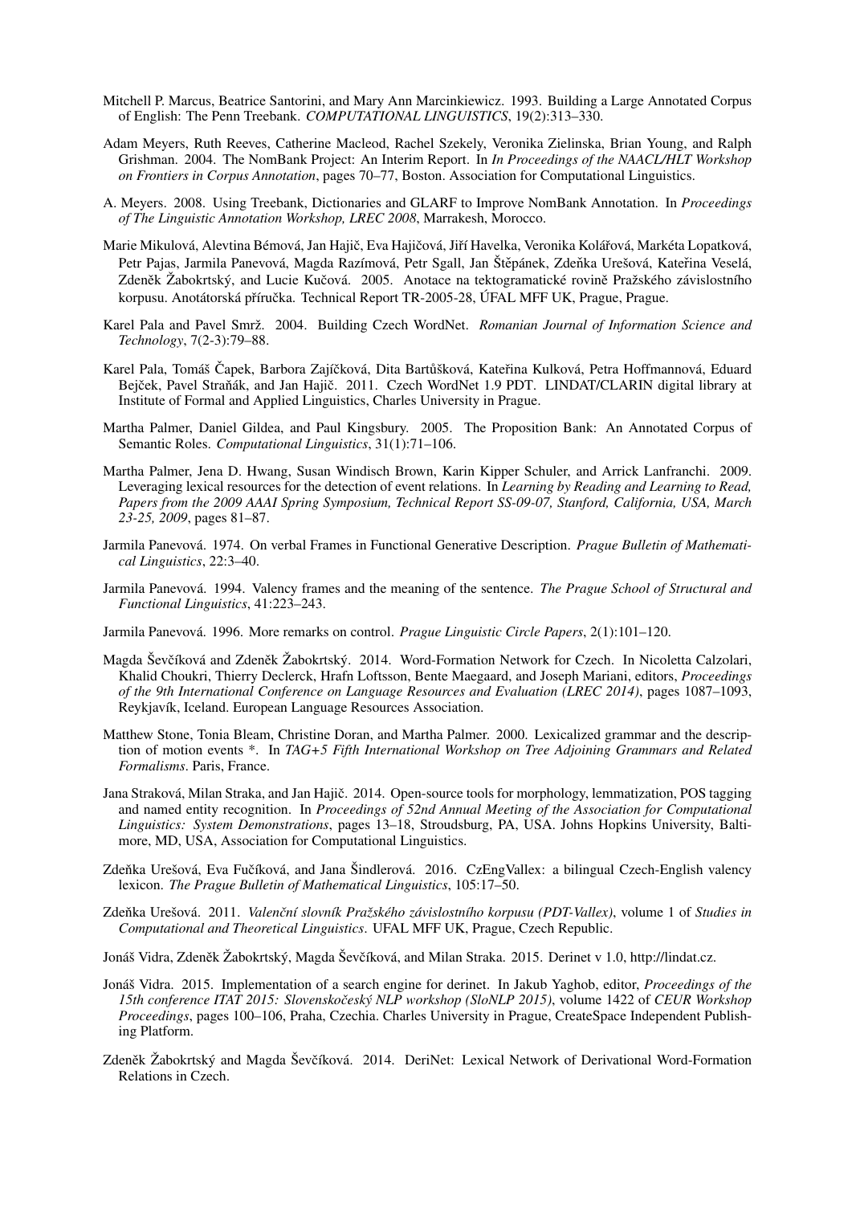Mitchell P. Marcus, Beatrice Santorini, and Mary Ann Marcinkiewicz. 1993. Building a Large Annotated Corpus of English: The Penn Treebank. *COMPUTATIONAL LINGUISTICS*, 19(2):313–330.

Adam Meyers, Ruth Reeves, Catherine Macleod, Rachel Szekely, Veronika Zielinska, Brian Young, and Ralph Grishman. 2004. The NomBank Project: An Interim Report. In *In Proceedings of the NAACL/HLT Workshop on Frontiers in Corpus Annotation*, pages 70–77, Boston. Association for Computational Linguistics.

A. Meyers. 2008. Using Treebank, Dictionaries and GLARF to Improve NomBank Annotation. In *Proceedings of The Linguistic Annotation Workshop, LREC 2008*, Marrakesh, Morocco.

Marie Mikulová, Alevtina Bémová, Jan Hajič, Eva Hajičová, Jiří Havelka, Veronika Kolářová, Markéta Lopatková, Petr Pajas, Jarmila Panevová, Magda Razímová, Petr Sgall, Jan Štěpánek, Zdeňka Urešová, Kateřina Veselá, Zdeněk Žabokrtský, and Lucie Kučová. 2005. Anotace na tektogramatické rovině Pražského závislostního korpusu. Anotátorská příručka. Technical Report TR-2005-28, ÚFAL MFF UK, Prague, Prague.

Karel Pala and Pavel Smrž. 2004. Building Czech WordNet. *Romanian Journal of Information Science and Technology*, 7(2-3):79–88.

Karel Pala, Tomáš Čapek, Barbora Zajíčková, Dita Bartůšková, Kateřina Kulková, Petra Hoffmannová, Eduard Bejček, Pavel Straňák, and Jan Hajič. 2011. Czech WordNet 1.9 PDT. LINDAT/CLARIN digital library at Institute of Formal and Applied Linguistics, Charles University in Prague.

Martha Palmer, Daniel Gildea, and Paul Kingsbury. 2005. The Proposition Bank: An Annotated Corpus of Semantic Roles. *Computational Linguistics*, 31(1):71–106.

Martha Palmer, Jena D. Hwang, Susan Windisch Brown, Karin Kipper Schuler, and Arrick Lanfranchi. 2009. Leveraging lexical resources for the detection of event relations. In *Learning by Reading and Learning to Read, Papers from the 2009 AAAI Spring Symposium, Technical Report SS-09-07, Stanford, California, USA, March 23-25, 2009*, pages 81–87.

Jarmila Panevová. 1974. On verbal Frames in Functional Generative Description. *Prague Bulletin of Mathematical Linguistics*, 22:3–40.

Jarmila Panevová. 1994. Valency frames and the meaning of the sentence. *The Prague School of Structural and Functional Linguistics*, 41:223–243.

Jarmila Panevová. 1996. More remarks on control. *Prague Linguistic Circle Papers*, 2(1):101–120.

Magda Ševčíková and Zdeněk Žabokrtský. 2014. Word-Formation Network for Czech. In Nicoletta Calzolari, Khalid Choukri, Thierry Declerck, Hrafn Loftsson, Bente Maegaard, and Joseph Mariani, editors, *Proceedings of the 9th International Conference on Language Resources and Evaluation (LREC 2014)*, pages 1087–1093, Reykjavík, Iceland. European Language Resources Association.

Matthew Stone, Tonia Bleam, Christine Doran, and Martha Palmer. 2000. Lexicalized grammar and the description of motion events *. In *TAG+5 Fifth International Workshop on Tree Adjoining Grammars and Related Formalisms*. Paris, France.

Jana Straková, Milan Straka, and Jan Hajič. 2014. Open-source tools for morphology, lemmatization, POS tagging and named entity recognition. In *Proceedings of 52nd Annual Meeting of the Association for Computational Linguistics: System Demonstrations*, pages 13–18, Stroudsburg, PA, USA. Johns Hopkins University, Baltimore, MD, USA, Association for Computational Linguistics.

Zdeňka Urešová, Eva Fučíková, and Jana Šindlerová. 2016. CzEngVallex: a bilingual Czech-English valency lexicon. *The Prague Bulletin of Mathematical Linguistics*, 105:17–50.

Zdeňka Urešová. 2011. *Valenční slovník Pražského závislostního korpusu (PDT-Vallex)*, volume 1 of *Studies in Computational and Theoretical Linguistics*. UFAL MFF UK, Prague, Czech Republic.

Jonáš Vidra, Zdeněk Žabokrtský, Magda Ševčíková, and Milan Straka. 2015. Derinet v 1.0, http://lindat.cz.

Jonáš Vidra. 2015. Implementation of a search engine for derinet. In Jakub Yaghob, editor, *Proceedings of the 15th conference ITAT 2015: Slovenskočeský NLP workshop (SloNLP 2015)*, volume 1422 of *CEUR Workshop Proceedings*, pages 100–106, Praha, Czechia. Charles University in Prague, CreateSpace Independent Publishing Platform.

Zdeněk Žabokrtský and Magda Ševčíková. 2014. DeriNet: Lexical Network of Derivational Word-Formation Relations in Czech.